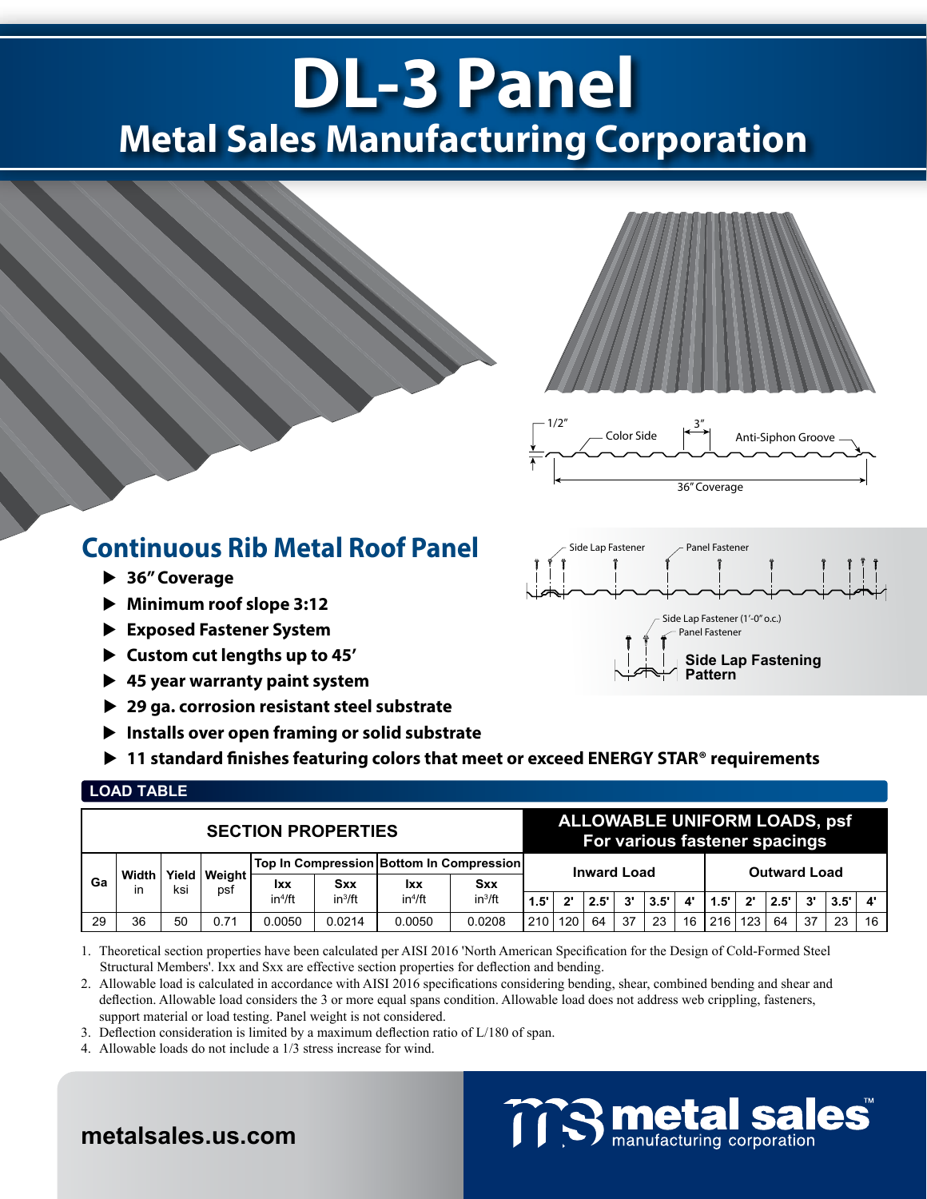# DL-3 Panel

## Metal Sales Manufacturing Corporation

1/2"

Color Side

3"

Anti-Siphon Groove

36" Coverage

Side Lap Fastener

Panel Fastener

Side Lap Fastener (1'-0" o.c.)

Panel Fastener

**Side Lap Fastening Pattern**

## Continuous Rib Metal Roof Panel

- **36" Coverage**
- **Minimum roof slope 3:12**
- **Exposed Fastener System**
- **Custom cut lengths up to 45'**
- **45 year warranty paint system**
- **29 ga. corrosion resistant steel substrate**
- **Installs over open framing or solid substrate**
- **11 standard finishes featuring colors that meet or exceed ENERGY STAR® requirements**

### LOAD TABLE

| SECTION PROPERTIES | | | | | | | | ALLOWABLE UNIFORM LOADS, psf For various fastener spacings | | | | | | | | | | | |
|---|---|---|---|---|---|---|---|---|---|---|---|---|---|---|---|---|---|---|---|
| Ga | Width in | Yield ksi | Weight psf | Top In Compression | | Bottom In Compression | | Inward Load | | | | | | Outward Load | | | | | |
| | | | | Ixx in⁴/ft | Sxx in³/ft | Ixx in⁴/ft | Sxx in³/ft | 1.5' | 2' | 2.5' | 3' | 3.5' | 4' | 1.5' | 2' | 2.5' | 3' | 3.5' | 4' |
| 29 | 36 | 50 | 0.71 | 0.0050 | 0.0214 | 0.0050 | 0.0208 | 210 | 120 | 64 | 37 | 23 | 16 | 216 | 123 | 64 | 37 | 23 | 16 |

1. Theoretical section properties have been calculated per AISI 2016 'North American Specification for the Design of Cold-Formed Steel Structural Members'. Ixx and Sxx are effective section properties for deflection and bending.
2. Allowable load is calculated in accordance with AISI 2016 specifications considering bending, shear, combined bending and shear and deflection. Allowable load considers the 3 or more equal spans condition. Allowable load does not address web crippling, fasteners, support material or load testing. Panel weight is not considered.
3. Deflection consideration is limited by a maximum deflection ratio of L/180 of span.
4. Allowable loads do not include a 1/3 stress increase for wind.

**metalsales.us.com**

metal sales™ manufacturing corporation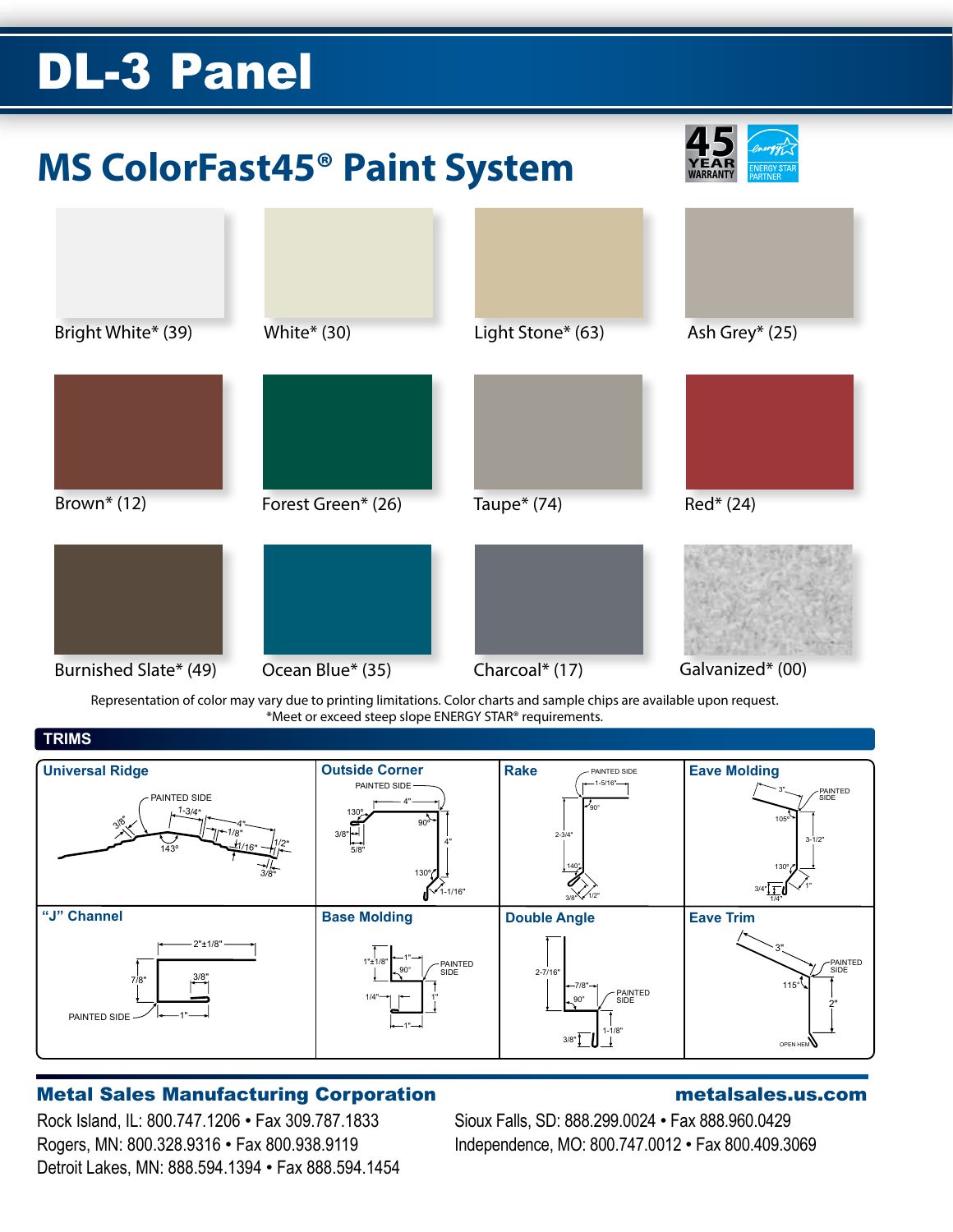# DL-3 Panel

## MS ColorFast45® Paint System

45 YEAR WARRANTY

ENERGY STAR PARTNER

Bright White* (39)

White* (30)

Light Stone* (63)

Ash Grey* (25)

Brown* (12)

Forest Green* (26)

Taupe* (74)

Red* (24)

Burnished Slate* (49)

Ocean Blue* (35)

Charcoal* (17)

Galvanized* (00)

Representation of color may vary due to printing limitations. Color charts and sample chips are available upon request.
*Meet or exceed steep slope ENERGY STAR® requirements.

## TRIMS

### Universal Ridge

PAINTED SIDE
3/8"
1-3/4"
4"
1/8"
143°
1/16"
1/2"
3/8"

### Outside Corner

PAINTED SIDE
4"
130°
90°
3/8"
5/8"
4"
130°
1-1/16"

### Rake

PAINTED SIDE
1-5/16"
90°
2-3/4"
140°
3/8"
1/2"

### Eave Molding

3"
PAINTED SIDE
105°
3-1/2"
130°
3/4"
1"
1/4"

### "J" Channel

2"±1/8"
7/8"
3/8"
PAINTED SIDE
1"

### Base Molding

1"±1/8"
1"
90°
PAINTED SIDE
1/4"
1"
1"

### Double Angle

2-7/16"
7/8"
90°
PAINTED SIDE
3/8"
1-1/8"

### Eave Trim

3"
PAINTED SIDE
115°
2"
OPEN HEM

---

**Metal Sales Manufacturing Corporation**

**metalsales.us.com**

Rock Island, IL: 800.747.1206 • Fax 309.787.1833
Rogers, MN: 800.328.9316 • Fax 800.938.9119
Detroit Lakes, MN: 888.594.1394 • Fax 888.594.1454
Sioux Falls, SD: 888.299.0024 • Fax 888.960.0429
Independence, MO: 800.747.0012 • Fax 800.409.3069